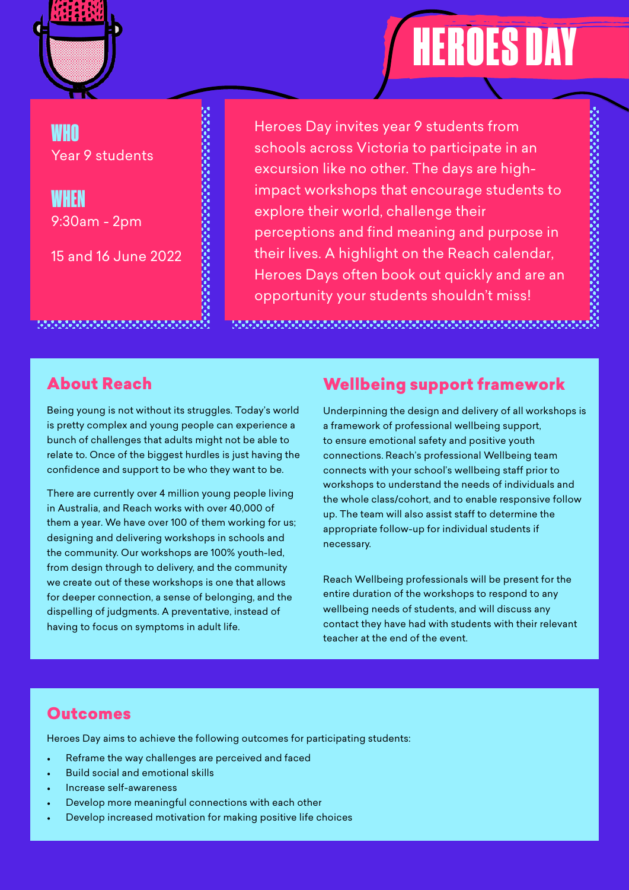# HEROES DAY

**WHO**
Year 9 students

**WHEN**
9:30am - 2pm

15 and 16 June 2022

Heroes Day invites year 9 students from schools across Victoria to participate in an excursion like no other. The days are high-impact workshops that encourage students to explore their world, challenge their perceptions and find meaning and purpose in their lives. A highlight on the Reach calendar, Heroes Days often book out quickly and are an opportunity your students shouldn't miss!

## About Reach

Being young is not without its struggles. Today's world is pretty complex and young people can experience a bunch of challenges that adults might not be able to relate to. Once of the biggest hurdles is just having the confidence and support to be who they want to be.

There are currently over 4 million young people living in Australia, and Reach works with over 40,000 of them a year. We have over 100 of them working for us; designing and delivering workshops in schools and the community. Our workshops are 100% youth-led, from design through to delivery, and the community we create out of these workshops is one that allows for deeper connection, a sense of belonging, and the dispelling of judgments. A preventative, instead of having to focus on symptoms in adult life.

## Wellbeing support framework

Underpinning the design and delivery of all workshops is a framework of professional wellbeing support, to ensure emotional safety and positive youth connections. Reach's professional Wellbeing team connects with your school's wellbeing staff prior to workshops to understand the needs of individuals and the whole class/cohort, and to enable responsive follow up. The team will also assist staff to determine the appropriate follow-up for individual students if necessary.

Reach Wellbeing professionals will be present for the entire duration of the workshops to respond to any wellbeing needs of students, and will discuss any contact they have had with students with their relevant teacher at the end of the event.

## Outcomes

Heroes Day aims to achieve the following outcomes for participating students:

- Reframe the way challenges are perceived and faced
- Build social and emotional skills
- Increase self-awareness
- Develop more meaningful connections with each other
- Develop increased motivation for making positive life choices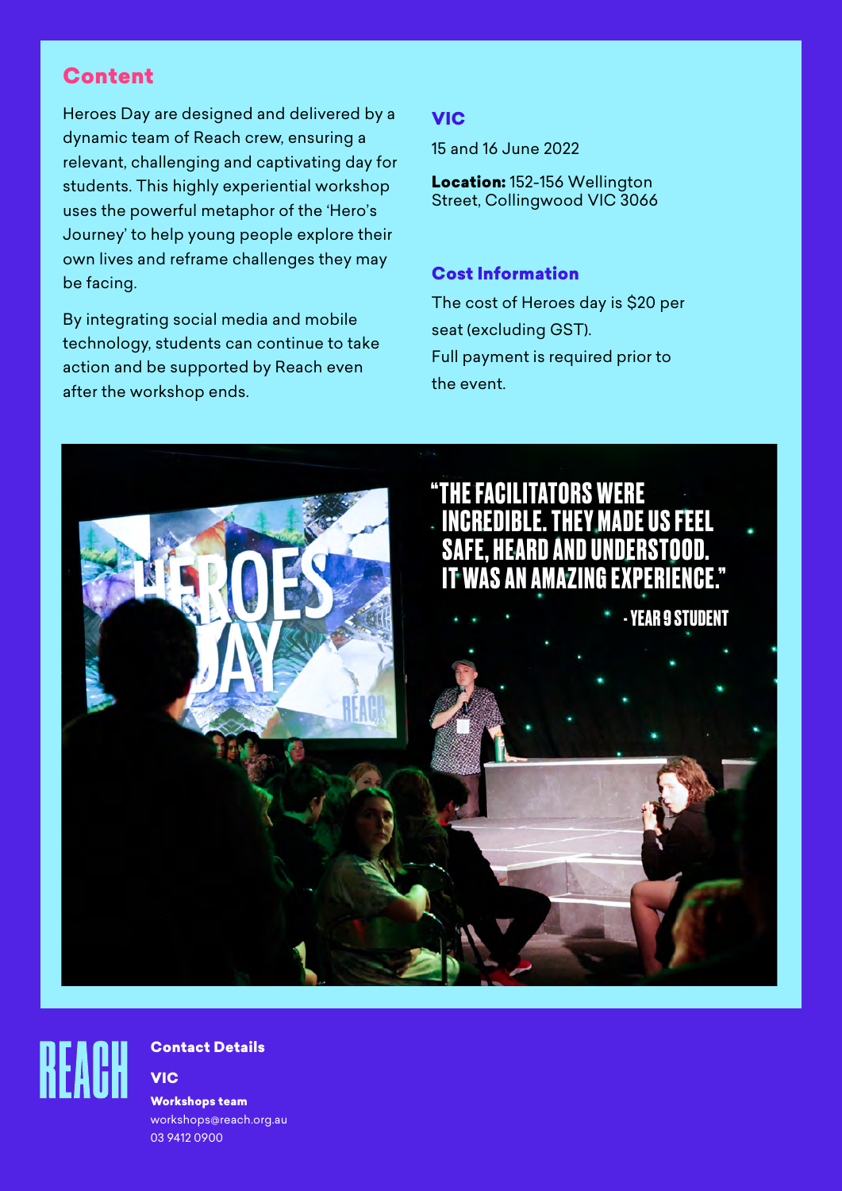## Content

Heroes Day are designed and delivered by a dynamic team of Reach crew, ensuring a relevant, challenging and captivating day for students. This highly experiential workshop uses the powerful metaphor of the 'Hero's Journey' to help young people explore their own lives and reframe challenges they may be facing.

By integrating social media and mobile technology, students can continue to take action and be supported by Reach even after the workshop ends.

### VIC

15 and 16 June 2022

**Location:** 152-156 Wellington Street, Collingwood VIC 3066

### Cost Information

The cost of Heroes day is $20 per seat (excluding GST).
Full payment is required prior to the event.

"THE FACILITATORS WERE INCREDIBLE. THEY MADE US FEEL SAFE, HEARD AND UNDERSTOOD. IT WAS AN AMAZING EXPERIENCE."

- YEAR 9 STUDENT

REACH

### Contact Details

**VIC**

**Workshops team**
workshops@reach.org.au
03 9412 0900